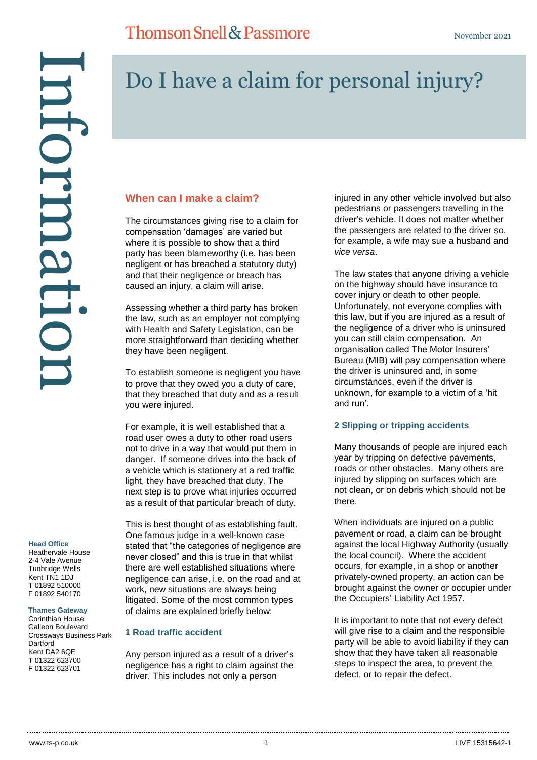# Do I have a claim for personal injury?

## When can I make a claim?

The circumstances giving rise to a claim for compensation 'damages' are varied but where it is possible to show that a third party has been blameworthy (i.e. has been negligent or has breached a statutory duty) and that their negligence or breach has caused an injury, a claim will arise.

Assessing whether a third party has broken the law, such as an employer not complying with Health and Safety Legislation, can be more straightforward than deciding whether they have been negligent.

To establish someone is negligent you have to prove that they owed you a duty of care, that they breached that duty and as a result you were injured.

For example, it is well established that a road user owes a duty to other road users not to drive in a way that would put them in danger. If someone drives into the back of a vehicle which is stationery at a red traffic light, they have breached that duty. The next step is to prove what injuries occurred as a result of that particular breach of duty.

This is best thought of as establishing fault. One famous judge in a well-known case stated that "the categories of negligence are never closed" and this is true in that whilst there are well established situations where negligence can arise, i.e. on the road and at work, new situations are always being litigated. Some of the most common types of claims are explained briefly below:

### 1 Road traffic accident

Any person injured as a result of a driver's negligence has a right to claim against the driver. This includes not only a person injured in any other vehicle involved but also pedestrians or passengers travelling in the driver's vehicle. It does not matter whether the passengers are related to the driver so, for example, a wife may sue a husband and *vice versa*.

The law states that anyone driving a vehicle on the highway should have insurance to cover injury or death to other people. Unfortunately, not everyone complies with this law, but if you are injured as a result of the negligence of a driver who is uninsured you can still claim compensation. An organisation called The Motor Insurers' Bureau (MIB) will pay compensation where the driver is uninsured and, in some circumstances, even if the driver is unknown, for example to a victim of a 'hit and run'.

### 2 Slipping or tripping accidents

Many thousands of people are injured each year by tripping on defective pavements, roads or other obstacles. Many others are injured by slipping on surfaces which are not clean, or on debris which should not be there.

When individuals are injured on a public pavement or road, a claim can be brought against the local Highway Authority (usually the local council). Where the accident occurs, for example, in a shop or another privately-owned property, an action can be brought against the owner or occupier under the Occupiers' Liability Act 1957.

It is important to note that not every defect will give rise to a claim and the responsible party will be able to avoid liability if they can show that they have taken all reasonable steps to inspect the area, to prevent the defect, or to repair the defect.

**Head Office**
Heathervale House
2-4 Vale Avenue
Tunbridge Wells
Kent TN1 1DJ
T 01892 510000
F 01892 540170

**Thames Gateway**
Corinthian House
Galleon Boulevard
Crossways Business Park
Dartford
Kent DA2 6QE
T 01322 623700
F 01322 623701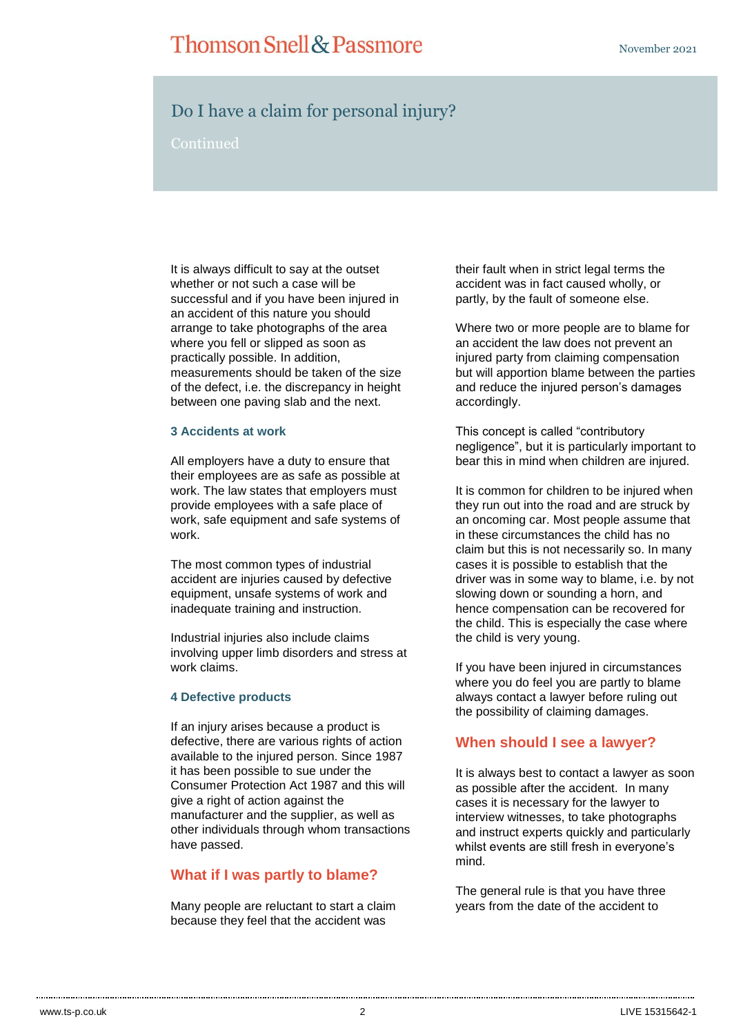# Do I have a claim for personal injury?

Continued

It is always difficult to say at the outset whether or not such a case will be successful and if you have been injured in an accident of this nature you should arrange to take photographs of the area where you fell or slipped as soon as practically possible. In addition, measurements should be taken of the size of the defect, i.e. the discrepancy in height between one paving slab and the next.

### 3 Accidents at work

All employers have a duty to ensure that their employees are as safe as possible at work. The law states that employers must provide employees with a safe place of work, safe equipment and safe systems of work.

The most common types of industrial accident are injuries caused by defective equipment, unsafe systems of work and inadequate training and instruction.

Industrial injuries also include claims involving upper limb disorders and stress at work claims.

### 4 Defective products

If an injury arises because a product is defective, there are various rights of action available to the injured person. Since 1987 it has been possible to sue under the Consumer Protection Act 1987 and this will give a right of action against the manufacturer and the supplier, as well as other individuals through whom transactions have passed.

## What if I was partly to blame?

Many people are reluctant to start a claim because they feel that the accident was their fault when in strict legal terms the accident was in fact caused wholly, or partly, by the fault of someone else.

Where two or more people are to blame for an accident the law does not prevent an injured party from claiming compensation but will apportion blame between the parties and reduce the injured person's damages accordingly.

This concept is called "contributory negligence", but it is particularly important to bear this in mind when children are injured.

It is common for children to be injured when they run out into the road and are struck by an oncoming car. Most people assume that in these circumstances the child has no claim but this is not necessarily so. In many cases it is possible to establish that the driver was in some way to blame, i.e. by not slowing down or sounding a horn, and hence compensation can be recovered for the child. This is especially the case where the child is very young.

If you have been injured in circumstances where you do feel you are partly to blame always contact a lawyer before ruling out the possibility of claiming damages.

## When should I see a lawyer?

It is always best to contact a lawyer as soon as possible after the accident. In many cases it is necessary for the lawyer to interview witnesses, to take photographs and instruct experts quickly and particularly whilst events are still fresh in everyone's mind.

The general rule is that you have three years from the date of the accident to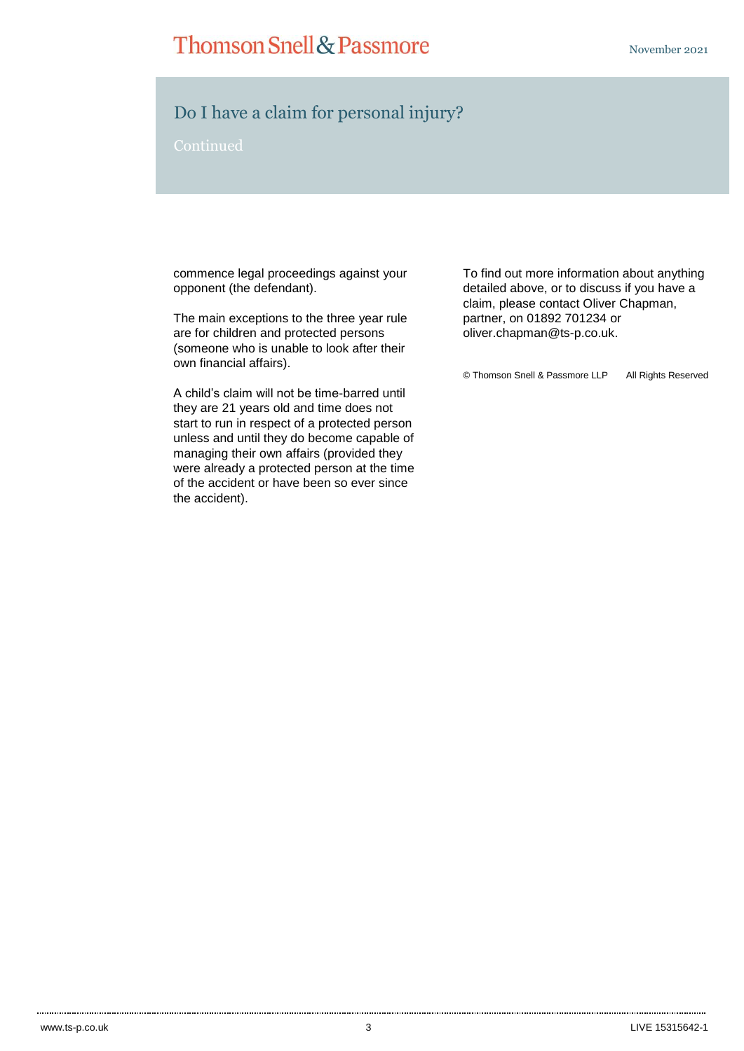## Do I have a claim for personal injury?

Continued

commence legal proceedings against your opponent (the defendant).

The main exceptions to the three year rule are for children and protected persons (someone who is unable to look after their own financial affairs).

A child's claim will not be time-barred until they are 21 years old and time does not start to run in respect of a protected person unless and until they do become capable of managing their own affairs (provided they were already a protected person at the time of the accident or have been so ever since the accident).

To find out more information about anything detailed above, or to discuss if you have a claim, please contact Oliver Chapman, partner, on 01892 701234 or oliver.chapman@ts-p.co.uk.

© Thomson Snell & Passmore LLP All Rights Reserved